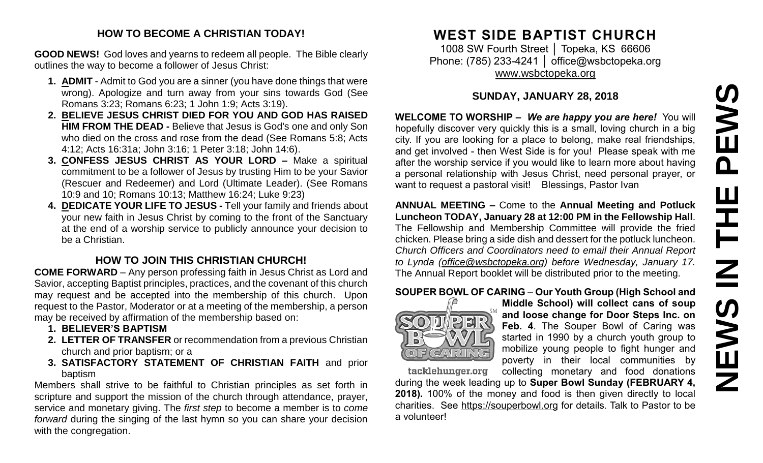## HOW TO BECOME A CHRISTIAN TODAY!

**GOOD NEWS!** God loves and yearns to redeem all people. The Bible clearly outlines the way to become a follower of Jesus Christ:

1. **ADMIT** - Admit to God you are a sinner (you have done things that were wrong). Apologize and turn away from your sins towards God (See Romans 3:23; Romans 6:23; 1 John 1:9; Acts 3:19).
2. **BELIEVE JESUS CHRIST DIED FOR YOU AND GOD HAS RAISED HIM FROM THE DEAD -** Believe that Jesus is God's one and only Son who died on the cross and rose from the dead (See Romans 5:8; Acts 4:12; Acts 16:31a; John 3:16; 1 Peter 3:18; John 14:6).
3. **CONFESS JESUS CHRIST AS YOUR LORD –** Make a spiritual commitment to be a follower of Jesus by trusting Him to be your Savior (Rescuer and Redeemer) and Lord (Ultimate Leader). (See Romans 10:9 and 10; Romans 10:13; Matthew 16:24; Luke 9:23)
4. **DEDICATE YOUR LIFE TO JESUS -** Tell your family and friends about your new faith in Jesus Christ by coming to the front of the Sanctuary at the end of a worship service to publicly announce your decision to be a Christian.

## HOW TO JOIN THIS CHRISTIAN CHURCH!

**COME FORWARD** – Any person professing faith in Jesus Christ as Lord and Savior, accepting Baptist principles, practices, and the covenant of this church may request and be accepted into the membership of this church. Upon request to the Pastor, Moderator or at a meeting of the membership, a person may be received by affirmation of the membership based on:

1. **BELIEVER'S BAPTISM**
2. **LETTER OF TRANSFER** or recommendation from a previous Christian church and prior baptism; or a
3. **SATISFACTORY STATEMENT OF CHRISTIAN FAITH** and prior baptism

Members shall strive to be faithful to Christian principles as set forth in scripture and support the mission of the church through attendance, prayer, service and monetary giving. The *first step* to become a member is to *come forward* during the singing of the last hymn so you can share your decision with the congregation.

# WEST SIDE BAPTIST CHURCH

1008 SW Fourth Street │ Topeka, KS 66606
Phone: (785) 233-4241 │ office@wsbctopeka.org
www.wsbctopeka.org

## SUNDAY, JANUARY 28, 2018

**WELCOME TO WORSHIP –** ***We are happy you are here!*** You will hopefully discover very quickly this is a small, loving church in a big city. If you are looking for a place to belong, make real friendships, and get involved - then West Side is for you! Please speak with me after the worship service if you would like to learn more about having a personal relationship with Jesus Christ, need personal prayer, or want to request a pastoral visit! Blessings, Pastor Ivan

**ANNUAL MEETING –** Come to the **Annual Meeting and Potluck Luncheon TODAY, January 28 at 12:00 PM in the Fellowship Hall**. The Fellowship and Membership Committee will provide the fried chicken. Please bring a side dish and dessert for the potluck luncheon. *Church Officers and Coordinators need to email their Annual Report to Lynda (office@wsbctopeka.org) before Wednesday, January 17.* The Annual Report booklet will be distributed prior to the meeting.

**SOUPER BOWL OF CARING** – **Our Youth Group (High School and Middle School) will collect cans of soup and loose change for Door Steps Inc. on Feb. 4**. The Souper Bowl of Caring was started in 1990 by a church youth group to mobilize young people to fight hunger and poverty in their local communities by collecting monetary and food donations during the week leading up to **Super Bowl Sunday (FEBRUARY 4, 2018).** 100% of the money and food is then given directly to local charities. See https://souperbowl.org for details. Talk to Pastor to be a volunteer!

# NEWS IN THE PEWS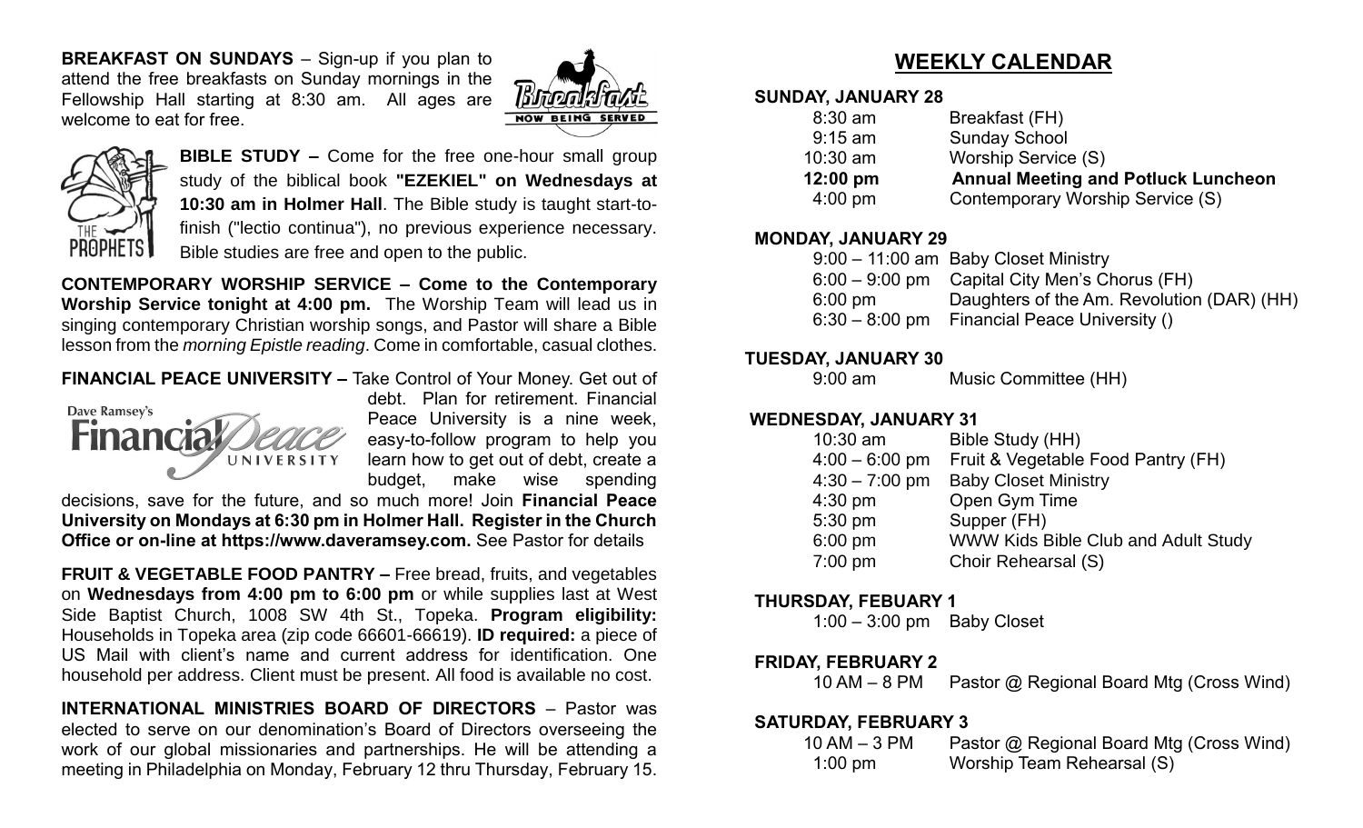**BREAKFAST ON SUNDAYS** – Sign-up if you plan to attend the free breakfasts on Sunday mornings in the Fellowship Hall starting at 8:30 am. All ages are welcome to eat for free.

**BIBLE STUDY –** Come for the free one-hour small group study of the biblical book **"EZEKIEL" on Wednesdays at 10:30 am in Holmer Hall**. The Bible study is taught start-to-finish ("lectio continua"), no previous experience necessary. Bible studies are free and open to the public.

**CONTEMPORARY WORSHIP SERVICE – Come to the Contemporary Worship Service tonight at 4:00 pm.** The Worship Team will lead us in singing contemporary Christian worship songs, and Pastor will share a Bible lesson from the *morning Epistle reading*. Come in comfortable, casual clothes.

**FINANCIAL PEACE UNIVERSITY –** Take Control of Your Money. Get out of debt. Plan for retirement. Financial Peace University is a nine week, easy-to-follow program to help you learn how to get out of debt, create a budget, make wise spending decisions, save for the future, and so much more! Join **Financial Peace University on Mondays at 6:30 pm in Holmer Hall. Register in the Church Office or on-line at https://www.daveramsey.com.** See Pastor for details

**FRUIT & VEGETABLE FOOD PANTRY –** Free bread, fruits, and vegetables on **Wednesdays from 4:00 pm to 6:00 pm** or while supplies last at West Side Baptist Church, 1008 SW 4th St., Topeka. **Program eligibility:** Households in Topeka area (zip code 66601-66619). **ID required:** a piece of US Mail with client's name and current address for identification. One household per address. Client must be present. All food is available no cost.

**INTERNATIONAL MINISTRIES BOARD OF DIRECTORS** – Pastor was elected to serve on our denomination's Board of Directors overseeing the work of our global missionaries and partnerships. He will be attending a meeting in Philadelphia on Monday, February 12 thru Thursday, February 15.

## WEEKLY CALENDAR

**SUNDAY, JANUARY 28**

| | |
|---|---|
| 8:30 am | Breakfast (FH) |
| 9:15 am | Sunday School |
| 10:30 am | Worship Service (S) |
| **12:00 pm** | **Annual Meeting and Potluck Luncheon** |
| 4:00 pm | Contemporary Worship Service (S) |

**MONDAY, JANUARY 29**

| | |
|---|---|
| 9:00 – 11:00 am | Baby Closet Ministry |
| 6:00 – 9:00 pm | Capital City Men's Chorus (FH) |
| 6:00 pm | Daughters of the Am. Revolution (DAR) (HH) |
| 6:30 – 8:00 pm | Financial Peace University () |

**TUESDAY, JANUARY 30**

| | |
|---|---|
| 9:00 am | Music Committee (HH) |

**WEDNESDAY, JANUARY 31**

| | |
|---|---|
| 10:30 am | Bible Study (HH) |
| 4:00 – 6:00 pm | Fruit & Vegetable Food Pantry (FH) |
| 4:30 – 7:00 pm | Baby Closet Ministry |
| 4:30 pm | Open Gym Time |
| 5:30 pm | Supper (FH) |
| 6:00 pm | WWW Kids Bible Club and Adult Study |
| 7:00 pm | Choir Rehearsal (S) |

**THURSDAY, FEBUARY 1**

| | |
|---|---|
| 1:00 – 3:00 pm | Baby Closet |

**FRIDAY, FEBRUARY 2**

| | |
|---|---|
| 10 AM – 8 PM | Pastor @ Regional Board Mtg (Cross Wind) |

**SATURDAY, FEBRUARY 3**

| | |
|---|---|
| 10 AM – 3 PM | Pastor @ Regional Board Mtg (Cross Wind) |
| 1:00 pm | Worship Team Rehearsal (S) |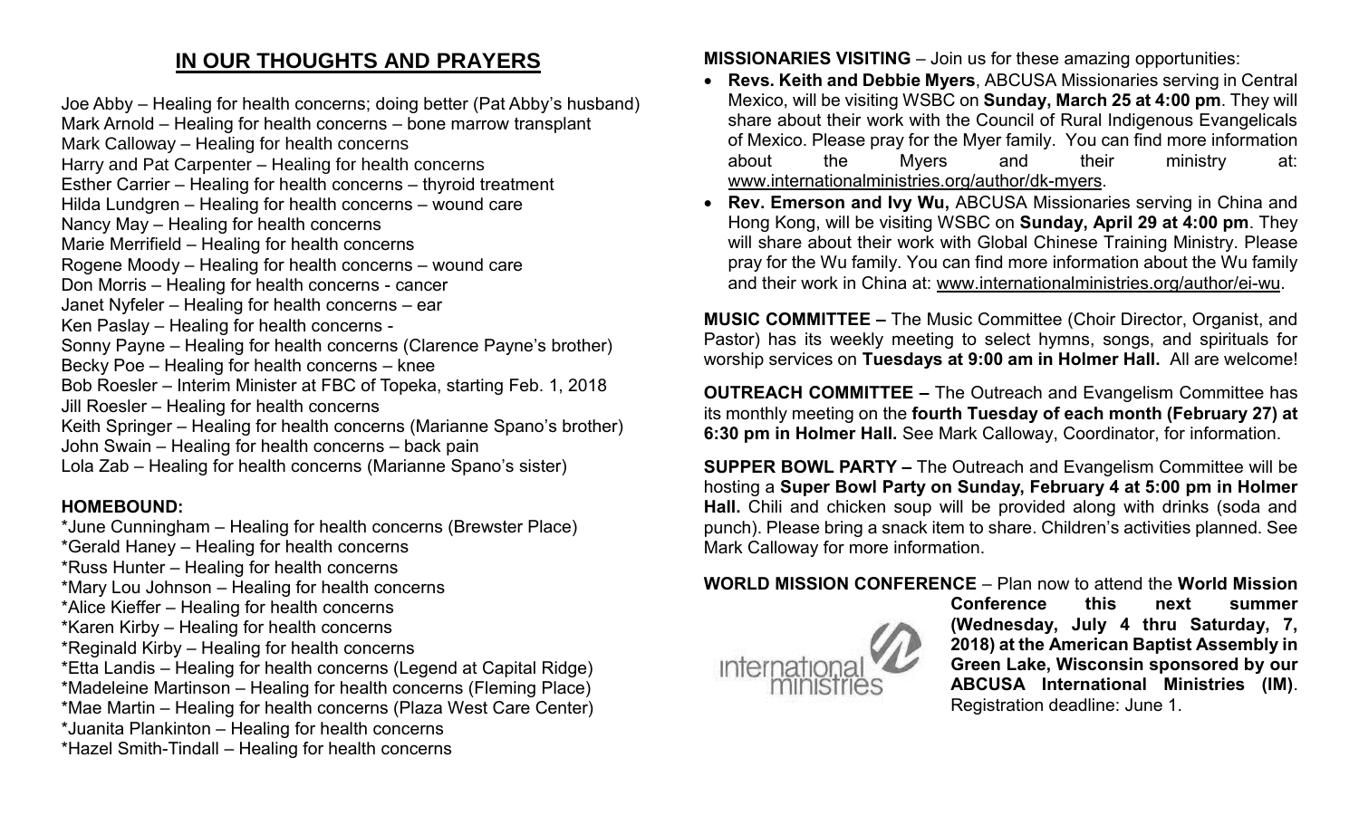## IN OUR THOUGHTS AND PRAYERS

Joe Abby – Healing for health concerns; doing better (Pat Abby's husband)
Mark Arnold – Healing for health concerns – bone marrow transplant
Mark Calloway – Healing for health concerns
Harry and Pat Carpenter – Healing for health concerns
Esther Carrier – Healing for health concerns – thyroid treatment
Hilda Lundgren – Healing for health concerns – wound care
Nancy May – Healing for health concerns
Marie Merrifield – Healing for health concerns
Rogene Moody – Healing for health concerns – wound care
Don Morris – Healing for health concerns - cancer
Janet Nyfeler – Healing for health concerns – ear
Ken Paslay – Healing for health concerns -
Sonny Payne – Healing for health concerns (Clarence Payne's brother)
Becky Poe – Healing for health concerns – knee
Bob Roesler – Interim Minister at FBC of Topeka, starting Feb. 1, 2018
Jill Roesler – Healing for health concerns
Keith Springer – Healing for health concerns (Marianne Spano's brother)
John Swain – Healing for health concerns – back pain
Lola Zab – Healing for health concerns (Marianne Spano's sister)

**HOMEBOUND:**

*June Cunningham – Healing for health concerns (Brewster Place)
*Gerald Haney – Healing for health concerns
*Russ Hunter – Healing for health concerns
*Mary Lou Johnson – Healing for health concerns
*Alice Kieffer – Healing for health concerns
*Karen Kirby – Healing for health concerns
*Reginald Kirby – Healing for health concerns
*Etta Landis – Healing for health concerns (Legend at Capital Ridge)
*Madeleine Martinson – Healing for health concerns (Fleming Place)
*Mae Martin – Healing for health concerns (Plaza West Care Center)
*Juanita Plankinton – Healing for health concerns
*Hazel Smith-Tindall – Healing for health concerns

**MISSIONARIES VISITING** – Join us for these amazing opportunities:

- **Revs. Keith and Debbie Myers**, ABCUSA Missionaries serving in Central Mexico, will be visiting WSBC on **Sunday, March 25 at 4:00 pm**. They will share about their work with the Council of Rural Indigenous Evangelicals of Mexico. Please pray for the Myer family. You can find more information about the Myers and their ministry at: www.internationalministries.org/author/dk-myers.
- **Rev. Emerson and Ivy Wu,** ABCUSA Missionaries serving in China and Hong Kong, will be visiting WSBC on **Sunday, April 29 at 4:00 pm**. They will share about their work with Global Chinese Training Ministry. Please pray for the Wu family. You can find more information about the Wu family and their work in China at: www.internationalministries.org/author/ei-wu.

**MUSIC COMMITTEE –** The Music Committee (Choir Director, Organist, and Pastor) has its weekly meeting to select hymns, songs, and spirituals for worship services on **Tuesdays at 9:00 am in Holmer Hall.** All are welcome!

**OUTREACH COMMITTEE –** The Outreach and Evangelism Committee has its monthly meeting on the **fourth Tuesday of each month (February 27) at 6:30 pm in Holmer Hall.** See Mark Calloway, Coordinator, for information.

**SUPPER BOWL PARTY –** The Outreach and Evangelism Committee will be hosting a **Super Bowl Party on Sunday, February 4 at 5:00 pm in Holmer Hall.** Chili and chicken soup will be provided along with drinks (soda and punch). Please bring a snack item to share. Children's activities planned. See Mark Calloway for more information.

**WORLD MISSION CONFERENCE** – Plan now to attend the **World Mission Conference this next summer (Wednesday, July 4 thru Saturday, 7, 2018) at the American Baptist Assembly in Green Lake, Wisconsin sponsored by our ABCUSA International Ministries (IM)**. Registration deadline: June 1.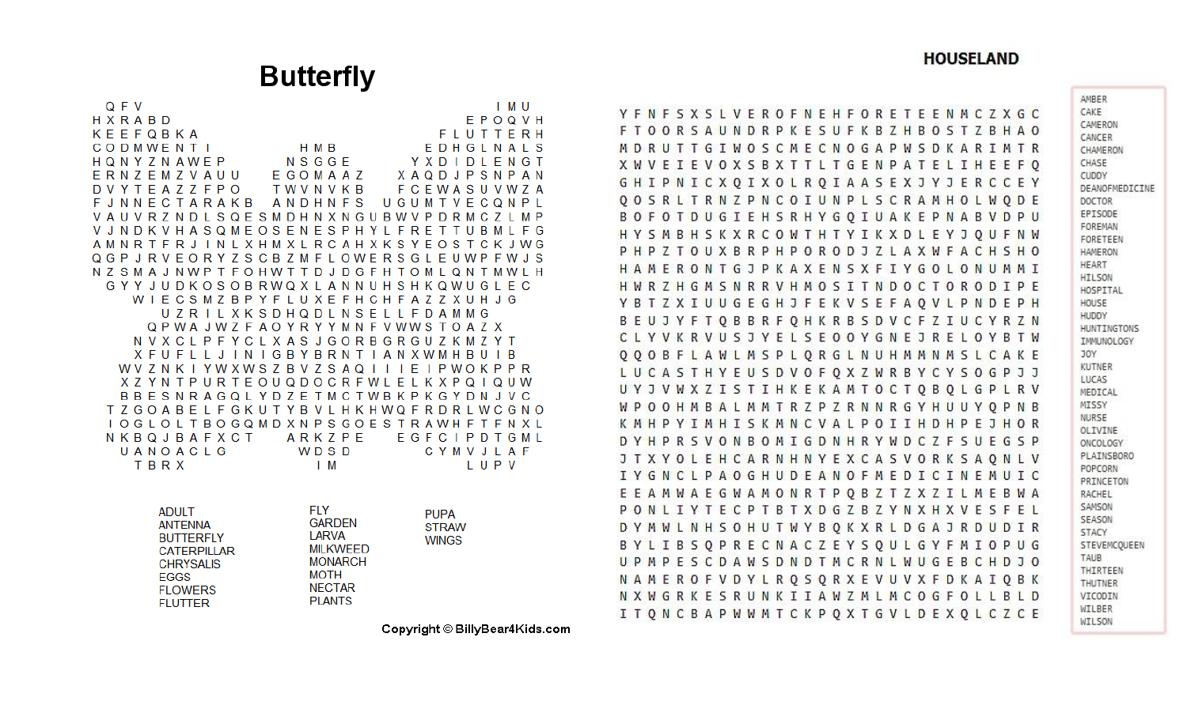# Butterfly

```
 Q F V                                                    I M U
H X R A B D                                         E P O Q V H
K E E F Q B K A                                   F L U T T E R H
C O D M W E N T I              H M B             E D H G L N A L S
H Q N Y Z N A W E P         N S G G E          Y X D I D L E N G T
E R N Z E M Z V A U U     E G O M A A Z      X A Q D J P S N P A N
D V Y T E A Z Z F P O       T W V N V K B      F C E W A S U V W Z A
F J N N E C T A R A K B   A N D H N F S   U G U M T V E C Q N P L
V A U V R Z N D L S Q E S M D H N X N G U B W V P D R M C Z L M P
V J N D K V H A S Q M E O S E N E S P H Y L F R E T T U B M L F G
A M N R T F R J I N L X H M X L R C A H X K S Y E O S T C K J W G
Q G P J R V E O R Y Z S C B Z M F L O W E R S G L E U W P F W J S
N Z S M A J N W P T F O H W T T D J D G F H T O M L Q N T M W L H
 G Y Y J U D K O S O B R W Q X L A N N U H S H K Q W U G L E C
   W I E C S M Z B P Y F L U X E F H C H F A Z Z X U H J G
      U Z R I L X K S D H Q D L N S E L L F D A M M G
     Q P W A J W Z F A O Y R Y Y M N F V W W S T O A Z X
   N V X C L P F Y C L X A S J G O R B G R G U Z K M Z Y T
   X F U F L L J I N I G B Y B R N T I A N X W M H B U I B
  W V Z N K I Y W X W S Z B V Z S A Q I I I E I P W O K P P R
   X Z Y N T P U R T E O U Q D O C R F W L E L K X P Q I Q U W
   B B E S N R A G Q L Y D Z E T M C T W B K P K G Y D N J V C
T Z G O A B E L F G K U T Y B V L H K H W Q F R D R L W C G N O
I O G L O L T B O G Q M D X N P S G O E S T R A W H F T F N X L
N K B Q J B A F X C T     A R K Z P E     E G F C I P D T G M L
  U A N O A C L G           W D S D          C Y M V J L A F
     T B R X                  I M              L U P V
```

ADULT
ANTENNA
BUTTERFLY
CATERPILLAR
CHRYSALIS
EGGS
FLOWERS
FLUTTER
FLY
GARDEN
LARVA
MILKWEED
MONARCH
MOTH
NECTAR
PLANTS
PUPA
STRAW
WINGS

Copyright © BillyBear4Kids.com

# HOUSELAND

```
Y F N F S X S L V E R O F N E H F O R E T E E N M C Z X G C
F T O O R S A U N D R P K E S U F K B Z H B O S T Z B H A O
M D R U T T G I W O S C M E C N O G A P W S D K A R I M T R
X W V E I E V O X S B X T T L T G E N P A T E L I H E E F Q
G H I P N I C X Q I X O L R Q I A A S E X J Y J E R C C E Y
Q O S R L T R N Z P N C O I U N P L S C R A M H O L W Q D E
B O F O T D U G I E H S R H Y G Q I U A K E P N A B V D P U
H Y S M B H S K X R C O W T H T Y I K X D L E Y J Q U F N W
P H P Z T O U X B R P H P O R O D J Z L A X W F A C H S H O
H A M E R O N T G J P K A X E N S X F I Y G O L O N U M M I
H W R Z H G M S N R R V H M O S I T N D O C T O R O D I P E
Y B T Z X I U U G E G H J F E K V S E F A Q V L P N D E P H
B E U J Y F T Q B B R F Q H K R B S D V C F Z I U C Y R Z N
C L Y V K R V U S J Y E L S E O O Y G N E J R E L O Y B T W
Q Q O B F L A W L M S P L Q R G L N U H M M N M S L C A K E
L U C A S T H Y E U S D V O F Q X Z W R B Y C Y S O G P J J
U Y J V W X Z I S T I H K E K A M T O C T Q B Q L G P L R V
W P O O H M B A L M M T R Z P Z R N N R G Y H U U Y Q P N B
K M H P Y I M H I S K M N C V A L P O I I H D H P E J H O R
D Y H P R S V O N B O M I G D N H R Y W D C Z F S U E G S P
J T X Y O L E H C A R N H N Y E X C A S V O R K S A Q N L V
I Y G N C L P A O G H U D E A N O F M E D I C I N E M U I C
E E A M W A E G W A M O N R T P Q B Z T Z X Z I L M E B W A
P O N L I Y T E C P T B T X D G Z B Z Y N X H X V E S F E L
D Y M W L N H S O H U T W Y B Q K X R L D G A J R D U D I R
B Y L I B S Q P R E C N A C Z E Y S Q U L G Y F M I O P U G
U P M P E S C D A W S D N D T M C R N L W U G E B C H D J O
N A M E R O F V D Y L R Q S Q R X E V U V X F D K A I Q B K
N X W G R K E S R U N K I I A W Z M L M C O G F O L L B L D
I T Q N C B A P W W M T C K P Q X T G V L D E X Q L C Z C E
```

AMBER
CAKE
CAMERON
CANCER
CHAMERON
CHASE
CUDDY
DEANOFMEDICINE
DOCTOR
EPISODE
FOREMAN
FORETEEN
HAMERON
HEART
HILSON
HOSPITAL
HOUSE
HUDDY
HUNTINGTONS
IMMUNOLOGY
JOY
KUTNER
LUCAS
MEDICAL
MISSY
NURSE
OLIVINE
ONCOLOGY
PLAINSBORO
POPCORN
PRINCETON
RACHEL
SAMSON
SEASON
STACY
STEVEMCQUEEN
TAUB
THIRTEEN
THUTNER
VICODIN
WILBER
WILSON